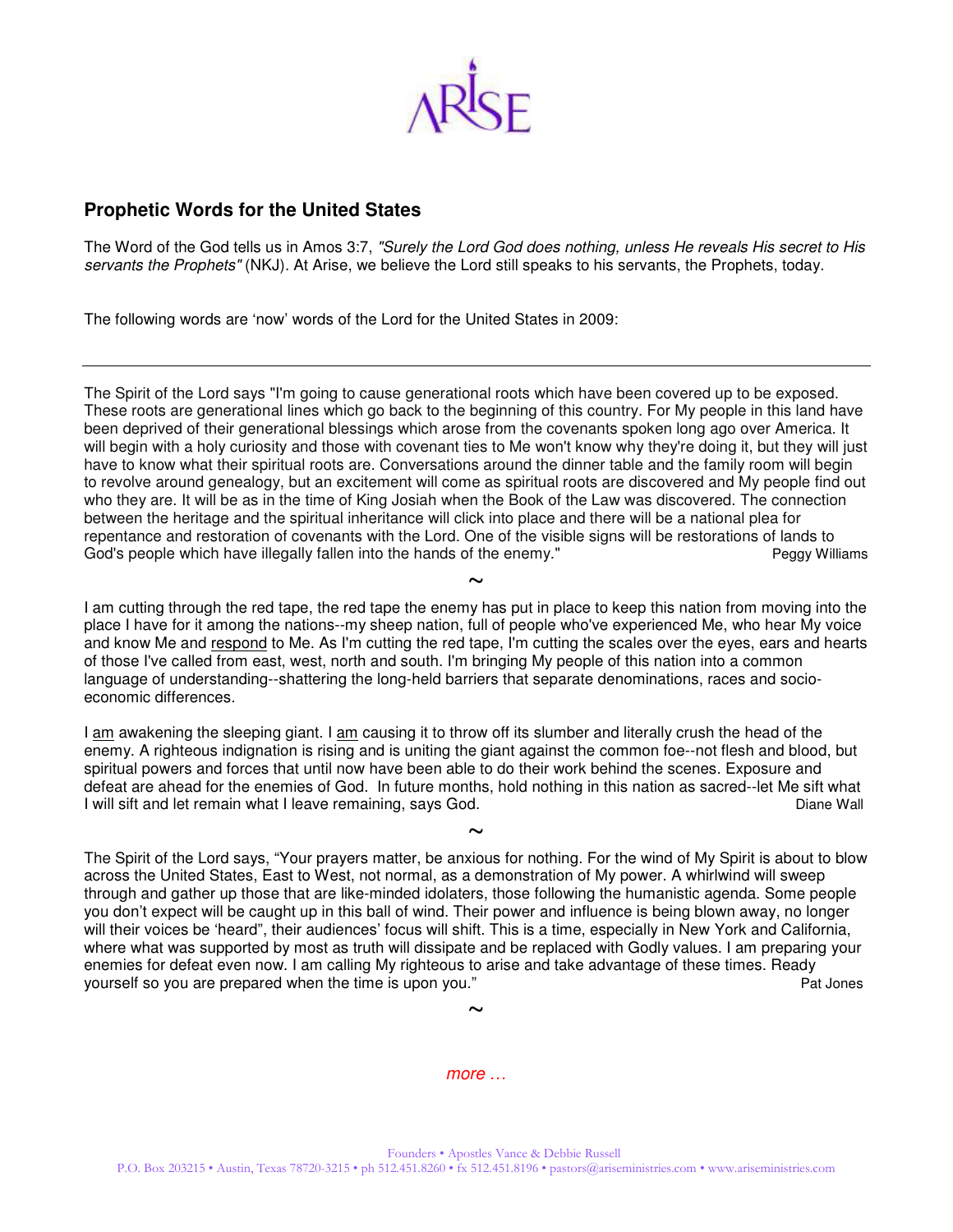ARISE

## Prophetic Words for the United States

The Word of the God tells us in Amos 3:7, *"Surely the Lord God does nothing, unless He reveals His secret to His servants the Prophets"* (NKJ). At Arise, we believe the Lord still speaks to his servants, the Prophets, today.

The following words are 'now' words of the Lord for the United States in 2009:

---

The Spirit of the Lord says "I'm going to cause generational roots which have been covered up to be exposed. These roots are generational lines which go back to the beginning of this country. For My people in this land have been deprived of their generational blessings which arose from the covenants spoken long ago over America. It will begin with a holy curiosity and those with covenant ties to Me won't know why they're doing it, but they will just have to know what their spiritual roots are. Conversations around the dinner table and the family room will begin to revolve around genealogy, but an excitement will come as spiritual roots are discovered and My people find out who they are. It will be as in the time of King Josiah when the Book of the Law was discovered. The connection between the heritage and the spiritual inheritance will click into place and there will be a national plea for repentance and restoration of covenants with the Lord. One of the visible signs will be restorations of lands to God's people which have illegally fallen into the hands of the enemy." Peggy Williams

~

I am cutting through the red tape, the red tape the enemy has put in place to keep this nation from moving into the place I have for it among the nations--my sheep nation, full of people who've experienced Me, who hear My voice and know Me and <u>respond</u> to Me. As I'm cutting the red tape, I'm cutting the scales over the eyes, ears and hearts of those I've called from east, west, north and south. I'm bringing My people of this nation into a common language of understanding--shattering the long-held barriers that separate denominations, races and socio-economic differences.

I <u>am</u> awakening the sleeping giant. I <u>am</u> causing it to throw off its slumber and literally crush the head of the enemy. A righteous indignation is rising and is uniting the giant against the common foe--not flesh and blood, but spiritual powers and forces that until now have been able to do their work behind the scenes. Exposure and defeat are ahead for the enemies of God. In future months, hold nothing in this nation as sacred--let Me sift what I will sift and let remain what I leave remaining, says God. Diane Wall

~

The Spirit of the Lord says, "Your prayers matter, be anxious for nothing. For the wind of My Spirit is about to blow across the United States, East to West, not normal, as a demonstration of My power. A whirlwind will sweep through and gather up those that are like-minded idolaters, those following the humanistic agenda. Some people you don't expect will be caught up in this ball of wind. Their power and influence is being blown away, no longer will their voices be 'heard", their audiences' focus will shift. This is a time, especially in New York and California, where what was supported by most as truth will dissipate and be replaced with Godly values. I am preparing your enemies for defeat even now. I am calling My righteous to arise and take advantage of these times. Ready yourself so you are prepared when the time is upon you." Pat Jones

~

*more …*

Founders • Apostles Vance & Debbie Russell
P.O. Box 203215 • Austin, Texas 78720-3215 • ph 512.451.8260 • fx 512.451.8196 • pastors@ariseministries.com • www.ariseministries.com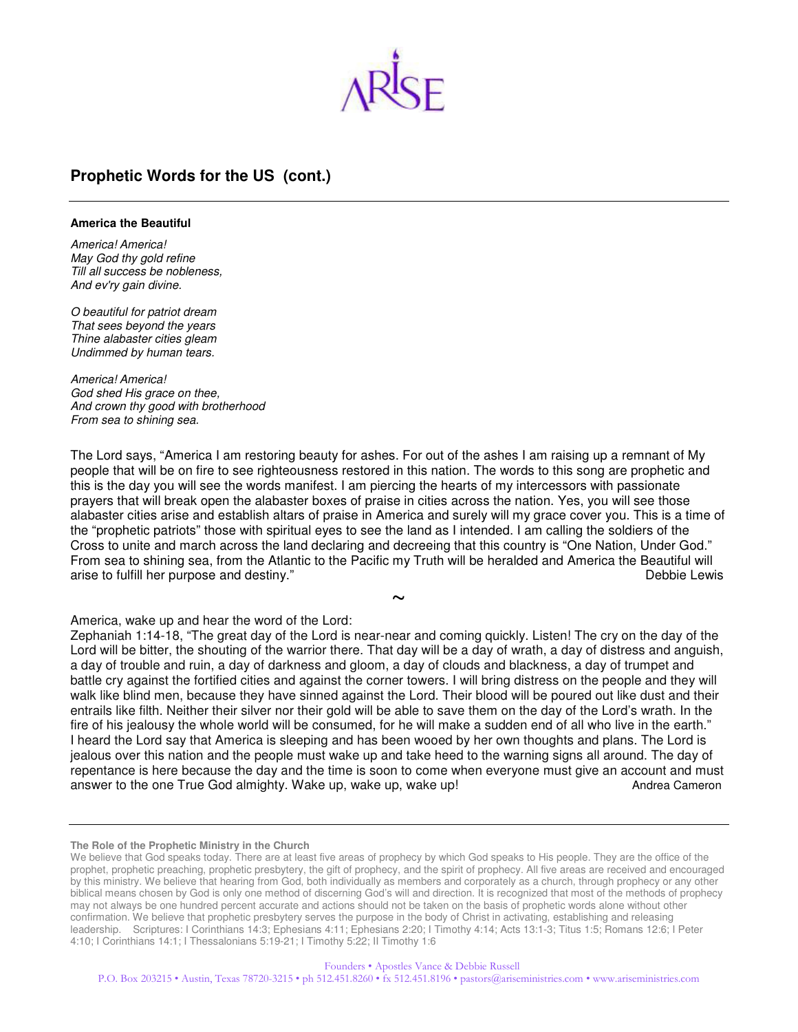ARISE

## Prophetic Words for the US (cont.)

---

**America the Beautiful**

*America! America!*
*May God thy gold refine*
*Till all success be nobleness,*
*And ev'ry gain divine.*

*O beautiful for patriot dream*
*That sees beyond the years*
*Thine alabaster cities gleam*
*Undimmed by human tears.*

*America! America!*
*God shed His grace on thee,*
*And crown thy good with brotherhood*
*From sea to shining sea.*

The Lord says, "America I am restoring beauty for ashes. For out of the ashes I am raising up a remnant of My people that will be on fire to see righteousness restored in this nation. The words to this song are prophetic and this is the day you will see the words manifest. I am piercing the hearts of my intercessors with passionate prayers that will break open the alabaster boxes of praise in cities across the nation. Yes, you will see those alabaster cities arise and establish altars of praise in America and surely will my grace cover you. This is a time of the "prophetic patriots" those with spiritual eyes to see the land as I intended. I am calling the soldiers of the Cross to unite and march across the land declaring and decreeing that this country is "One Nation, Under God." From sea to shining sea, from the Atlantic to the Pacific my Truth will be heralded and America the Beautiful will arise to fulfill her purpose and destiny." Debbie Lewis

~

America, wake up and hear the word of the Lord:
Zephaniah 1:14-18, "The great day of the Lord is near-near and coming quickly. Listen! The cry on the day of the Lord will be bitter, the shouting of the warrior there. That day will be a day of wrath, a day of distress and anguish, a day of trouble and ruin, a day of darkness and gloom, a day of clouds and blackness, a day of trumpet and battle cry against the fortified cities and against the corner towers. I will bring distress on the people and they will walk like blind men, because they have sinned against the Lord. Their blood will be poured out like dust and their entrails like filth. Neither their silver nor their gold will be able to save them on the day of the Lord's wrath. In the fire of his jealousy the whole world will be consumed, for he will make a sudden end of all who live in the earth." I heard the Lord say that America is sleeping and has been wooed by her own thoughts and plans. The Lord is jealous over this nation and the people must wake up and take heed to the warning signs all around. The day of repentance is here because the day and the time is soon to come when everyone must give an account and must answer to the one True God almighty. Wake up, wake up, wake up! Andrea Cameron

---

**The Role of the Prophetic Ministry in the Church**

We believe that God speaks today. There are at least five areas of prophecy by which God speaks to His people. They are the office of the prophet, prophetic preaching, prophetic presbytery, the gift of prophecy, and the spirit of prophecy. All five areas are received and encouraged by this ministry. We believe that hearing from God, both individually as members and corporately as a church, through prophecy or any other biblical means chosen by God is only one method of discerning God's will and direction. It is recognized that most of the methods of prophecy may not always be one hundred percent accurate and actions should not be taken on the basis of prophetic words alone without other confirmation. We believe that prophetic presbytery serves the purpose in the body of Christ in activating, establishing and releasing leadership. Scriptures: I Corinthians 14:3; Ephesians 4:11; Ephesians 2:20; I Timothy 4:14; Acts 13:1-3; Titus 1:5; Romans 12:6; I Peter 4:10; I Corinthians 14:1; I Thessalonians 5:19-21; I Timothy 5:22; II Timothy 1:6

Founders • Apostles Vance & Debbie Russell
P.O. Box 203215 • Austin, Texas 78720-3215 • ph 512.451.8260 • fx 512.451.8196 • pastors@ariseministries.com • www.ariseministries.com